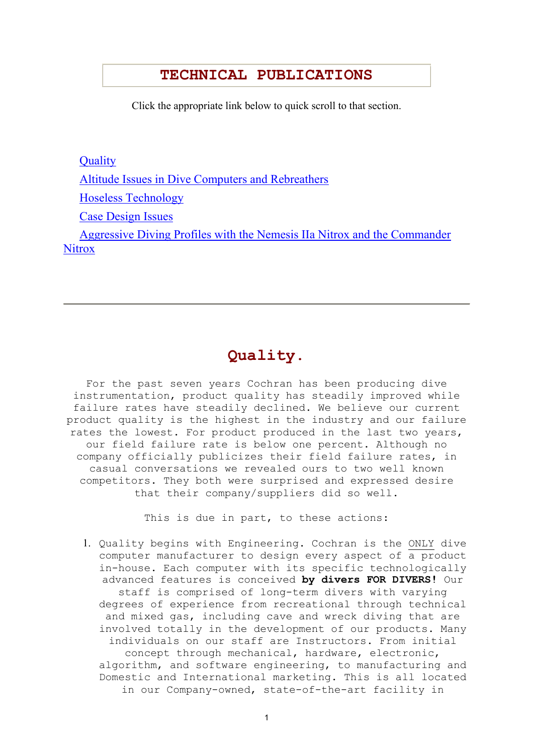# TECHNICAL PUBLICATIONS

Click the appropriate link below to quick scroll to that section.

- [Quality]
- [Altitude Issues in Dive Computers and Rebreathers]
- [Hoseless Technology]
- [Case Design Issues]
- [Aggressive Diving Profiles with the Nemesis IIa Nitrox and the Commander Nitrox]

---

## Quality.

For the past seven years Cochran has been producing dive instrumentation, product quality has steadily improved while failure rates have steadily declined. We believe our current product quality is the highest in the industry and our failure rates the lowest. For product produced in the last two years, our field failure rate is below one percent. Although no company officially publicizes their field failure rates, in casual conversations we revealed ours to two well known competitors. They both were surprised and expressed desire that their company/suppliers did so well.

This is due in part, to these actions:

1. Quality begins with Engineering. Cochran is the ONLY dive computer manufacturer to design every aspect of a product in-house. Each computer with its specific technologically advanced features is conceived **by divers FOR DIVERS!** Our staff is comprised of long-term divers with varying degrees of experience from recreational through technical and mixed gas, including cave and wreck diving that are involved totally in the development of our products. Many individuals on our staff are Instructors. From initial concept through mechanical, hardware, electronic, algorithm, and software engineering, to manufacturing and Domestic and International marketing. This is all located in our Company-owned, state-of-the-art facility in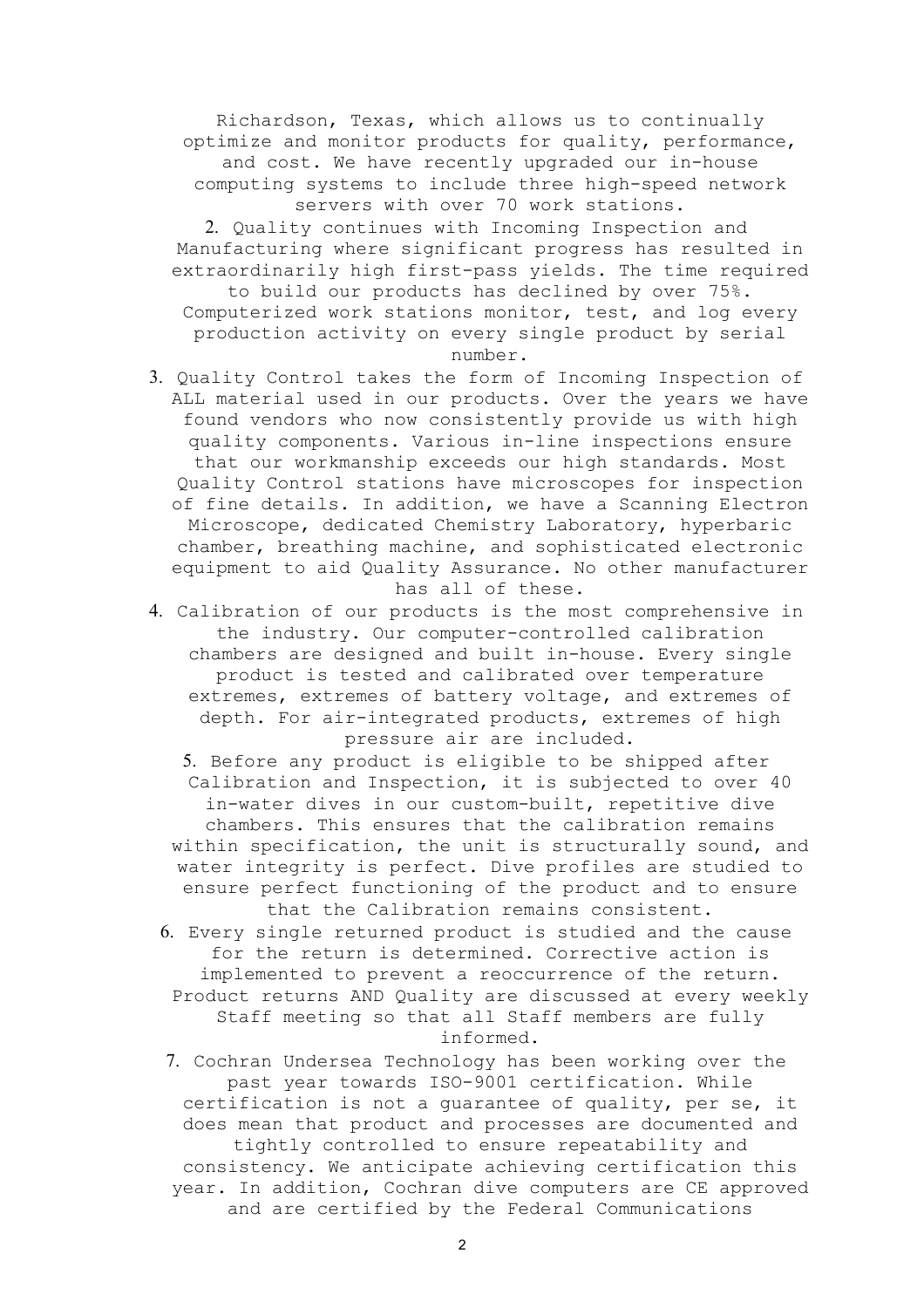Richardson, Texas, which allows us to continually optimize and monitor products for quality, performance, and cost. We have recently upgraded our in-house computing systems to include three high-speed network servers with over 70 work stations.

2. Quality continues with Incoming Inspection and Manufacturing where significant progress has resulted in extraordinarily high first-pass yields. The time required to build our products has declined by over 75%. Computerized work stations monitor, test, and log every production activity on every single product by serial number.
3. Quality Control takes the form of Incoming Inspection of ALL material used in our products. Over the years we have found vendors who now consistently provide us with high quality components. Various in-line inspections ensure that our workmanship exceeds our high standards. Most Quality Control stations have microscopes for inspection of fine details. In addition, we have a Scanning Electron Microscope, dedicated Chemistry Laboratory, hyperbaric chamber, breathing machine, and sophisticated electronic equipment to aid Quality Assurance. No other manufacturer has all of these.
4. Calibration of our products is the most comprehensive in the industry. Our computer-controlled calibration chambers are designed and built in-house. Every single product is tested and calibrated over temperature extremes, extremes of battery voltage, and extremes of depth. For air-integrated products, extremes of high pressure air are included.
5. Before any product is eligible to be shipped after Calibration and Inspection, it is subjected to over 40 in-water dives in our custom-built, repetitive dive chambers. This ensures that the calibration remains within specification, the unit is structurally sound, and water integrity is perfect. Dive profiles are studied to ensure perfect functioning of the product and to ensure that the Calibration remains consistent.
6. Every single returned product is studied and the cause for the return is determined. Corrective action is implemented to prevent a reoccurrence of the return. Product returns AND Quality are discussed at every weekly Staff meeting so that all Staff members are fully informed.
7. Cochran Undersea Technology has been working over the past year towards ISO-9001 certification. While certification is not a guarantee of quality, per se, it does mean that product and processes are documented and tightly controlled to ensure repeatability and consistency. We anticipate achieving certification this year. In addition, Cochran dive computers are CE approved and are certified by the Federal Communications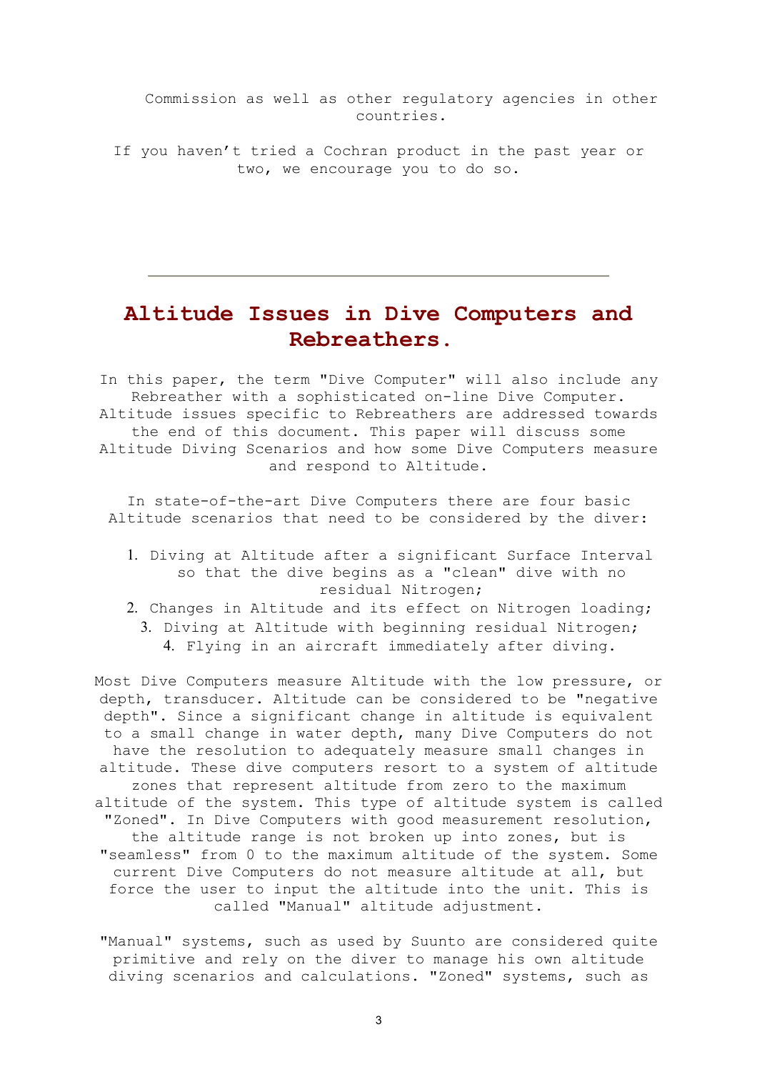Commission as well as other regulatory agencies in other countries.

If you haven't tried a Cochran product in the past year or two, we encourage you to do so.

---

## Altitude Issues in Dive Computers and Rebreathers.

In this paper, the term "Dive Computer" will also include any Rebreather with a sophisticated on-line Dive Computer. Altitude issues specific to Rebreathers are addressed towards the end of this document. This paper will discuss some Altitude Diving Scenarios and how some Dive Computers measure and respond to Altitude.

In state-of-the-art Dive Computers there are four basic Altitude scenarios that need to be considered by the diver:

1. Diving at Altitude after a significant Surface Interval so that the dive begins as a "clean" dive with no residual Nitrogen;
2. Changes in Altitude and its effect on Nitrogen loading;
3. Diving at Altitude with beginning residual Nitrogen;
4. Flying in an aircraft immediately after diving.

Most Dive Computers measure Altitude with the low pressure, or depth, transducer. Altitude can be considered to be "negative depth". Since a significant change in altitude is equivalent to a small change in water depth, many Dive Computers do not have the resolution to adequately measure small changes in altitude. These dive computers resort to a system of altitude zones that represent altitude from zero to the maximum altitude of the system. This type of altitude system is called "Zoned". In Dive Computers with good measurement resolution, the altitude range is not broken up into zones, but is "seamless" from 0 to the maximum altitude of the system. Some current Dive Computers do not measure altitude at all, but force the user to input the altitude into the unit. This is called "Manual" altitude adjustment.

"Manual" systems, such as used by Suunto are considered quite primitive and rely on the diver to manage his own altitude diving scenarios and calculations. "Zoned" systems, such as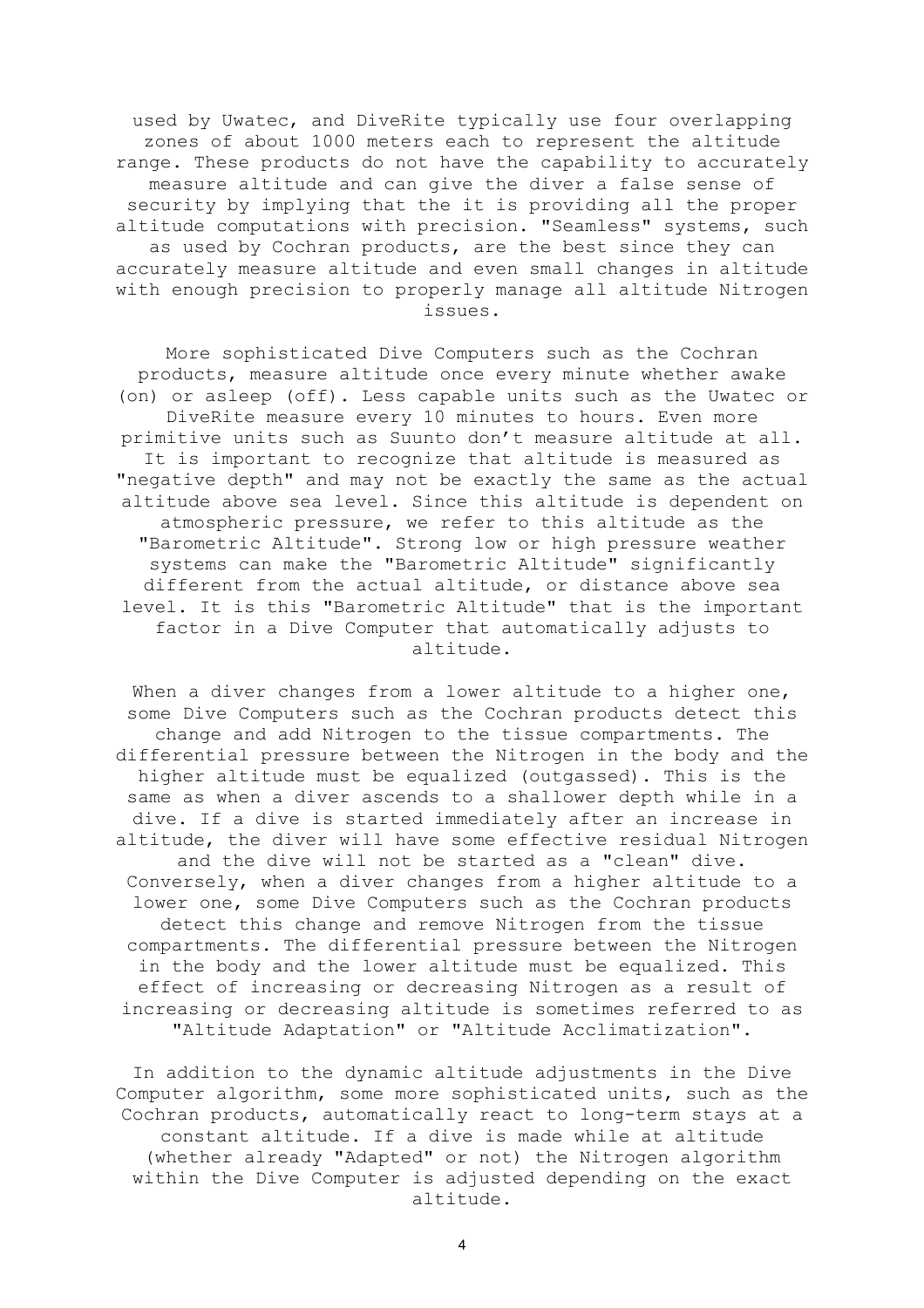used by Uwatec, and DiveRite typically use four overlapping zones of about 1000 meters each to represent the altitude range. These products do not have the capability to accurately measure altitude and can give the diver a false sense of security by implying that the it is providing all the proper altitude computations with precision. "Seamless" systems, such as used by Cochran products, are the best since they can accurately measure altitude and even small changes in altitude with enough precision to properly manage all altitude Nitrogen issues.

More sophisticated Dive Computers such as the Cochran products, measure altitude once every minute whether awake (on) or asleep (off). Less capable units such as the Uwatec or DiveRite measure every 10 minutes to hours. Even more primitive units such as Suunto don't measure altitude at all. It is important to recognize that altitude is measured as "negative depth" and may not be exactly the same as the actual altitude above sea level. Since this altitude is dependent on atmospheric pressure, we refer to this altitude as the "Barometric Altitude". Strong low or high pressure weather systems can make the "Barometric Altitude" significantly different from the actual altitude, or distance above sea level. It is this "Barometric Altitude" that is the important factor in a Dive Computer that automatically adjusts to altitude.

When a diver changes from a lower altitude to a higher one, some Dive Computers such as the Cochran products detect this change and add Nitrogen to the tissue compartments. The differential pressure between the Nitrogen in the body and the higher altitude must be equalized (outgassed). This is the same as when a diver ascends to a shallower depth while in a dive. If a dive is started immediately after an increase in altitude, the diver will have some effective residual Nitrogen and the dive will not be started as a "clean" dive. Conversely, when a diver changes from a higher altitude to a lower one, some Dive Computers such as the Cochran products detect this change and remove Nitrogen from the tissue compartments. The differential pressure between the Nitrogen in the body and the lower altitude must be equalized. This effect of increasing or decreasing Nitrogen as a result of increasing or decreasing altitude is sometimes referred to as "Altitude Adaptation" or "Altitude Acclimatization".

In addition to the dynamic altitude adjustments in the Dive Computer algorithm, some more sophisticated units, such as the Cochran products, automatically react to long-term stays at a constant altitude. If a dive is made while at altitude (whether already "Adapted" or not) the Nitrogen algorithm within the Dive Computer is adjusted depending on the exact altitude.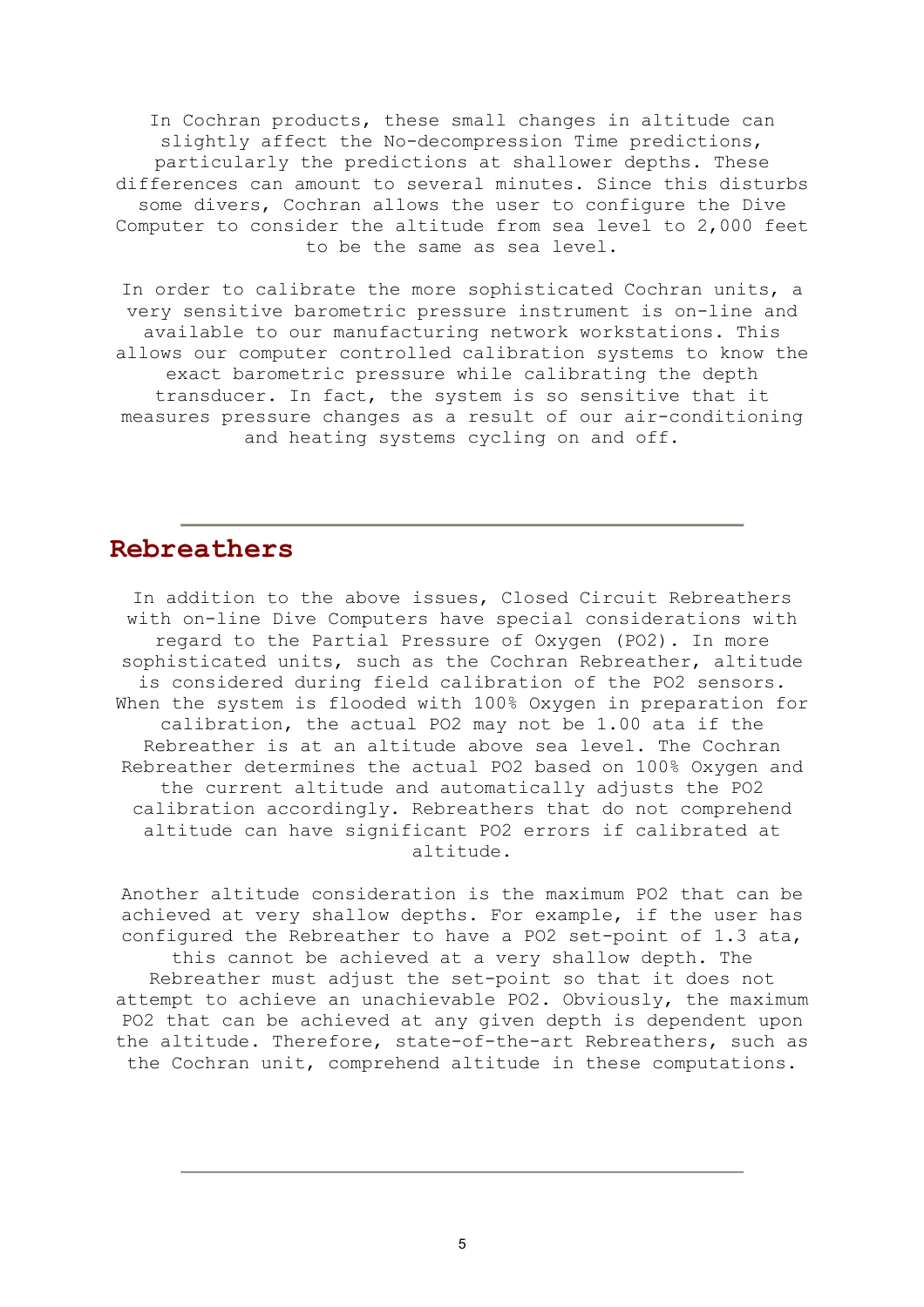In Cochran products, these small changes in altitude can slightly affect the No-decompression Time predictions, particularly the predictions at shallower depths. These differences can amount to several minutes. Since this disturbs some divers, Cochran allows the user to configure the Dive Computer to consider the altitude from sea level to 2,000 feet to be the same as sea level.

In order to calibrate the more sophisticated Cochran units, a very sensitive barometric pressure instrument is on-line and available to our manufacturing network workstations. This allows our computer controlled calibration systems to know the exact barometric pressure while calibrating the depth transducer. In fact, the system is so sensitive that it measures pressure changes as a result of our air-conditioning and heating systems cycling on and off.

---

## Rebreathers

In addition to the above issues, Closed Circuit Rebreathers with on-line Dive Computers have special considerations with regard to the Partial Pressure of Oxygen (PO2). In more sophisticated units, such as the Cochran Rebreather, altitude is considered during field calibration of the PO2 sensors. When the system is flooded with 100% Oxygen in preparation for calibration, the actual PO2 may not be 1.00 ata if the Rebreather is at an altitude above sea level. The Cochran Rebreather determines the actual PO2 based on 100% Oxygen and the current altitude and automatically adjusts the PO2 calibration accordingly. Rebreathers that do not comprehend altitude can have significant PO2 errors if calibrated at altitude.

Another altitude consideration is the maximum PO2 that can be achieved at very shallow depths. For example, if the user has configured the Rebreather to have a PO2 set-point of 1.3 ata, this cannot be achieved at a very shallow depth. The Rebreather must adjust the set-point so that it does not attempt to achieve an unachievable PO2. Obviously, the maximum PO2 that can be achieved at any given depth is dependent upon the altitude. Therefore, state-of-the-art Rebreathers, such as the Cochran unit, comprehend altitude in these computations.

---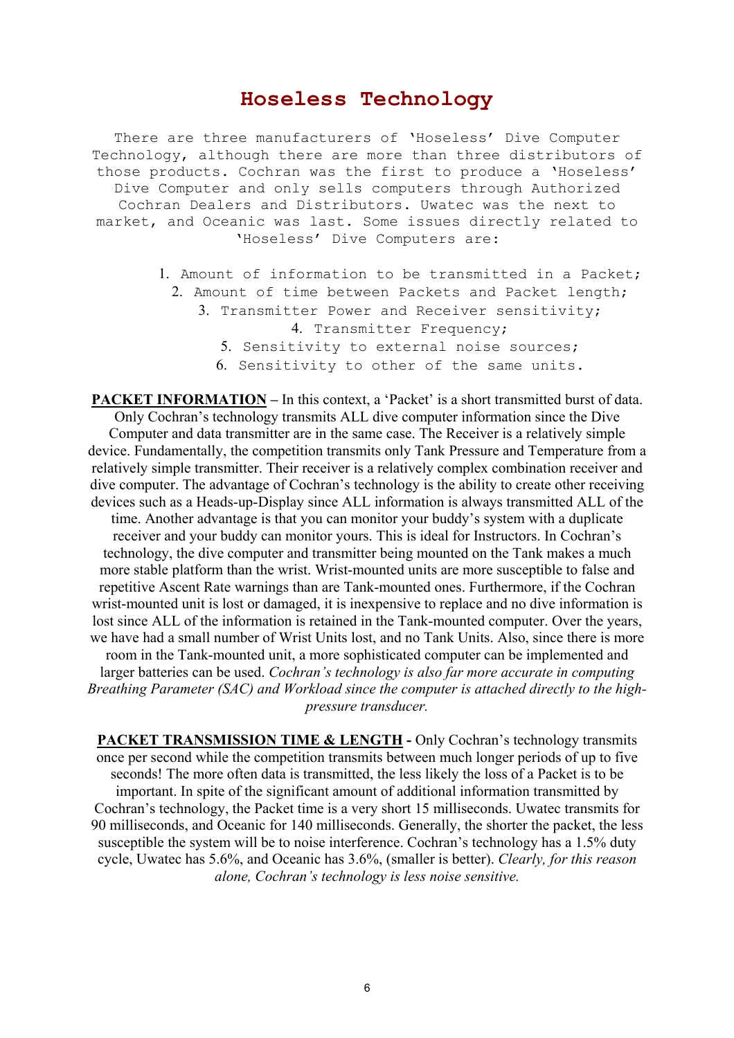# Hoseless Technology

There are three manufacturers of 'Hoseless' Dive Computer Technology, although there are more than three distributors of those products. Cochran was the first to produce a 'Hoseless' Dive Computer and only sells computers through Authorized Cochran Dealers and Distributors. Uwatec was the next to market, and Oceanic was last. Some issues directly related to 'Hoseless' Dive Computers are:

1. Amount of information to be transmitted in a Packet;
2. Amount of time between Packets and Packet length;
3. Transmitter Power and Receiver sensitivity;
4. Transmitter Frequency;
5. Sensitivity to external noise sources;
6. Sensitivity to other of the same units.

**PACKET INFORMATION** – In this context, a 'Packet' is a short transmitted burst of data. Only Cochran's technology transmits ALL dive computer information since the Dive Computer and data transmitter are in the same case. The Receiver is a relatively simple device. Fundamentally, the competition transmits only Tank Pressure and Temperature from a relatively simple transmitter. Their receiver is a relatively complex combination receiver and dive computer. The advantage of Cochran's technology is the ability to create other receiving devices such as a Heads-up-Display since ALL information is always transmitted ALL of the time. Another advantage is that you can monitor your buddy's system with a duplicate receiver and your buddy can monitor yours. This is ideal for Instructors. In Cochran's technology, the dive computer and transmitter being mounted on the Tank makes a much more stable platform than the wrist. Wrist-mounted units are more susceptible to false and repetitive Ascent Rate warnings than are Tank-mounted ones. Furthermore, if the Cochran wrist-mounted unit is lost or damaged, it is inexpensive to replace and no dive information is lost since ALL of the information is retained in the Tank-mounted computer. Over the years, we have had a small number of Wrist Units lost, and no Tank Units. Also, since there is more room in the Tank-mounted unit, a more sophisticated computer can be implemented and larger batteries can be used. *Cochran's technology is also far more accurate in computing Breathing Parameter (SAC) and Workload since the computer is attached directly to the high-pressure transducer.*

**PACKET TRANSMISSION TIME & LENGTH** - Only Cochran's technology transmits once per second while the competition transmits between much longer periods of up to five seconds! The more often data is transmitted, the less likely the loss of a Packet is to be important. In spite of the significant amount of additional information transmitted by Cochran's technology, the Packet time is a very short 15 milliseconds. Uwatec transmits for 90 milliseconds, and Oceanic for 140 milliseconds. Generally, the shorter the packet, the less susceptible the system will be to noise interference. Cochran's technology has a 1.5% duty cycle, Uwatec has 5.6%, and Oceanic has 3.6%, (smaller is better). *Clearly, for this reason alone, Cochran's technology is less noise sensitive.*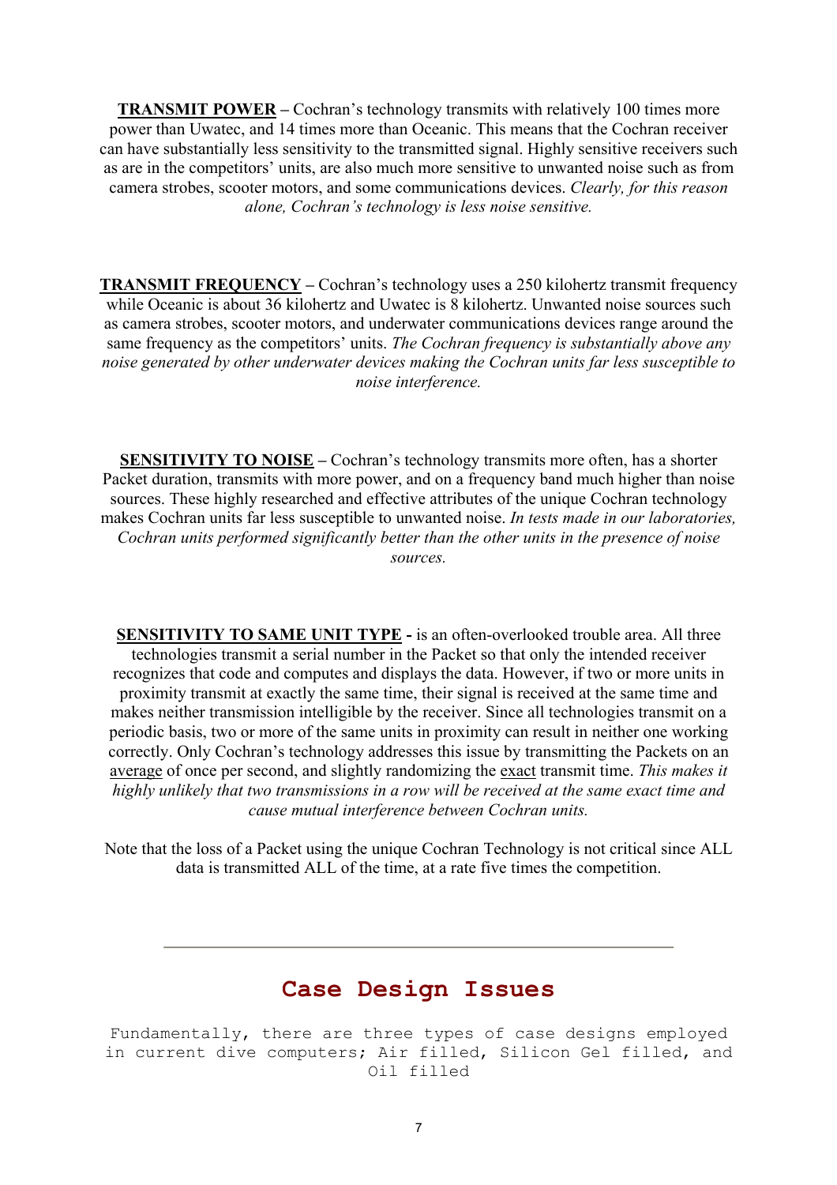**TRANSMIT POWER** – Cochran's technology transmits with relatively 100 times more power than Uwatec, and 14 times more than Oceanic. This means that the Cochran receiver can have substantially less sensitivity to the transmitted signal. Highly sensitive receivers such as are in the competitors' units, are also much more sensitive to unwanted noise such as from camera strobes, scooter motors, and some communications devices. *Clearly, for this reason alone, Cochran's technology is less noise sensitive.*

**TRANSMIT FREQUENCY** – Cochran's technology uses a 250 kilohertz transmit frequency while Oceanic is about 36 kilohertz and Uwatec is 8 kilohertz. Unwanted noise sources such as camera strobes, scooter motors, and underwater communications devices range around the same frequency as the competitors' units. *The Cochran frequency is substantially above any noise generated by other underwater devices making the Cochran units far less susceptible to noise interference.*

**SENSITIVITY TO NOISE** – Cochran's technology transmits more often, has a shorter Packet duration, transmits with more power, and on a frequency band much higher than noise sources. These highly researched and effective attributes of the unique Cochran technology makes Cochran units far less susceptible to unwanted noise. *In tests made in our laboratories, Cochran units performed significantly better than the other units in the presence of noise sources.*

**SENSITIVITY TO SAME UNIT TYPE** - is an often-overlooked trouble area. All three technologies transmit a serial number in the Packet so that only the intended receiver recognizes that code and computes and displays the data. However, if two or more units in proximity transmit at exactly the same time, their signal is received at the same time and makes neither transmission intelligible by the receiver. Since all technologies transmit on a periodic basis, two or more of the same units in proximity can result in neither one working correctly. Only Cochran's technology addresses this issue by transmitting the Packets on an average of once per second, and slightly randomizing the exact transmit time. *This makes it highly unlikely that two transmissions in a row will be received at the same exact time and cause mutual interference between Cochran units.*

Note that the loss of a Packet using the unique Cochran Technology is not critical since ALL data is transmitted ALL of the time, at a rate five times the competition.

---

## Case Design Issues

Fundamentally, there are three types of case designs employed in current dive computers; Air filled, Silicon Gel filled, and Oil filled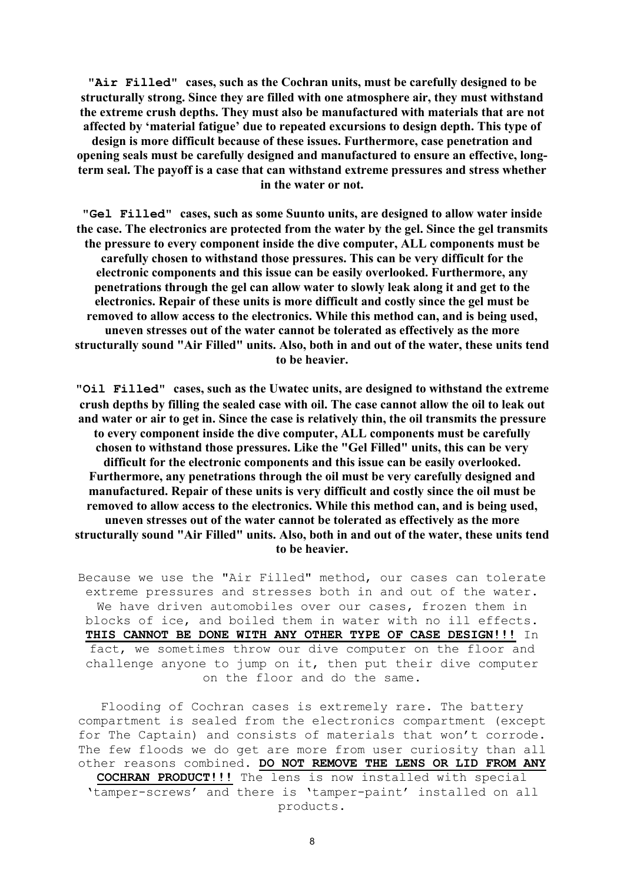**"Air Filled" cases, such as the Cochran units, must be carefully designed to be structurally strong. Since they are filled with one atmosphere air, they must withstand the extreme crush depths. They must also be manufactured with materials that are not affected by 'material fatigue' due to repeated excursions to design depth. This type of design is more difficult because of these issues. Furthermore, case penetration and opening seals must be carefully designed and manufactured to ensure an effective, long-term seal. The payoff is a case that can withstand extreme pressures and stress whether in the water or not.**

**"Gel Filled" cases, such as some Suunto units, are designed to allow water inside the case. The electronics are protected from the water by the gel. Since the gel transmits the pressure to every component inside the dive computer, ALL components must be carefully chosen to withstand those pressures. This can be very difficult for the electronic components and this issue can be easily overlooked. Furthermore, any penetrations through the gel can allow water to slowly leak along it and get to the electronics. Repair of these units is more difficult and costly since the gel must be removed to allow access to the electronics. While this method can, and is being used, uneven stresses out of the water cannot be tolerated as effectively as the more structurally sound "Air Filled" units. Also, both in and out of the water, these units tend to be heavier.**

**"Oil Filled" cases, such as the Uwatec units, are designed to withstand the extreme crush depths by filling the sealed case with oil. The case cannot allow the oil to leak out and water or air to get in. Since the case is relatively thin, the oil transmits the pressure to every component inside the dive computer, ALL components must be carefully chosen to withstand those pressures. Like the "Gel Filled" units, this can be very difficult for the electronic components and this issue can be easily overlooked. Furthermore, any penetrations through the oil must be very carefully designed and manufactured. Repair of these units is very difficult and costly since the oil must be removed to allow access to the electronics. While this method can, and is being used, uneven stresses out of the water cannot be tolerated as effectively as the more structurally sound "Air Filled" units. Also, both in and out of the water, these units tend to be heavier.**

Because we use the "Air Filled" method, our cases can tolerate extreme pressures and stresses both in and out of the water. We have driven automobiles over our cases, frozen them in blocks of ice, and boiled them in water with no ill effects. **THIS CANNOT BE DONE WITH ANY OTHER TYPE OF CASE DESIGN!!!** In fact, we sometimes throw our dive computer on the floor and challenge anyone to jump on it, then put their dive computer on the floor and do the same.

Flooding of Cochran cases is extremely rare. The battery compartment is sealed from the electronics compartment (except for The Captain) and consists of materials that won't corrode. The few floods we do get are more from user curiosity than all other reasons combined. **DO NOT REMOVE THE LENS OR LID FROM ANY COCHRAN PRODUCT!!!** The lens is now installed with special 'tamper-screws' and there is 'tamper-paint' installed on all products.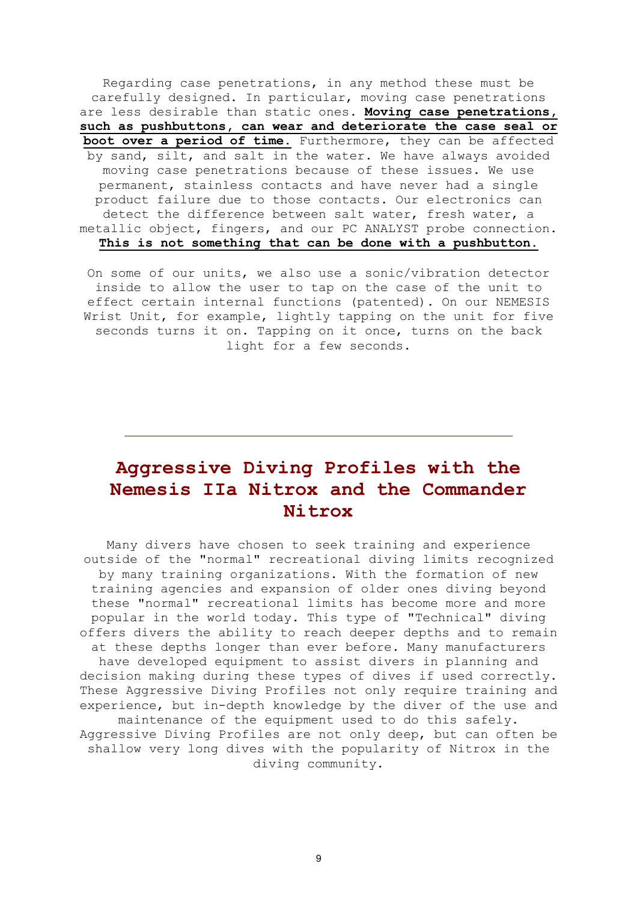Regarding case penetrations, in any method these must be carefully designed. In particular, moving case penetrations are less desirable than static ones. **Moving case penetrations, such as pushbuttons, can wear and deteriorate the case seal or boot over a period of time.** Furthermore, they can be affected by sand, silt, and salt in the water. We have always avoided moving case penetrations because of these issues. We use permanent, stainless contacts and have never had a single product failure due to those contacts. Our electronics can detect the difference between salt water, fresh water, a metallic object, fingers, and our PC ANALYST probe connection. **This is not something that can be done with a pushbutton.**

On some of our units, we also use a sonic/vibration detector inside to allow the user to tap on the case of the unit to effect certain internal functions (patented). On our NEMESIS Wrist Unit, for example, lightly tapping on the unit for five seconds turns it on. Tapping on it once, turns on the back light for a few seconds.

---

## Aggressive Diving Profiles with the Nemesis IIa Nitrox and the Commander Nitrox

Many divers have chosen to seek training and experience outside of the "normal" recreational diving limits recognized by many training organizations. With the formation of new training agencies and expansion of older ones diving beyond these "normal" recreational limits has become more and more popular in the world today. This type of "Technical" diving offers divers the ability to reach deeper depths and to remain at these depths longer than ever before. Many manufacturers have developed equipment to assist divers in planning and decision making during these types of dives if used correctly. These Aggressive Diving Profiles not only require training and experience, but in-depth knowledge by the diver of the use and maintenance of the equipment used to do this safely. Aggressive Diving Profiles are not only deep, but can often be shallow very long dives with the popularity of Nitrox in the diving community.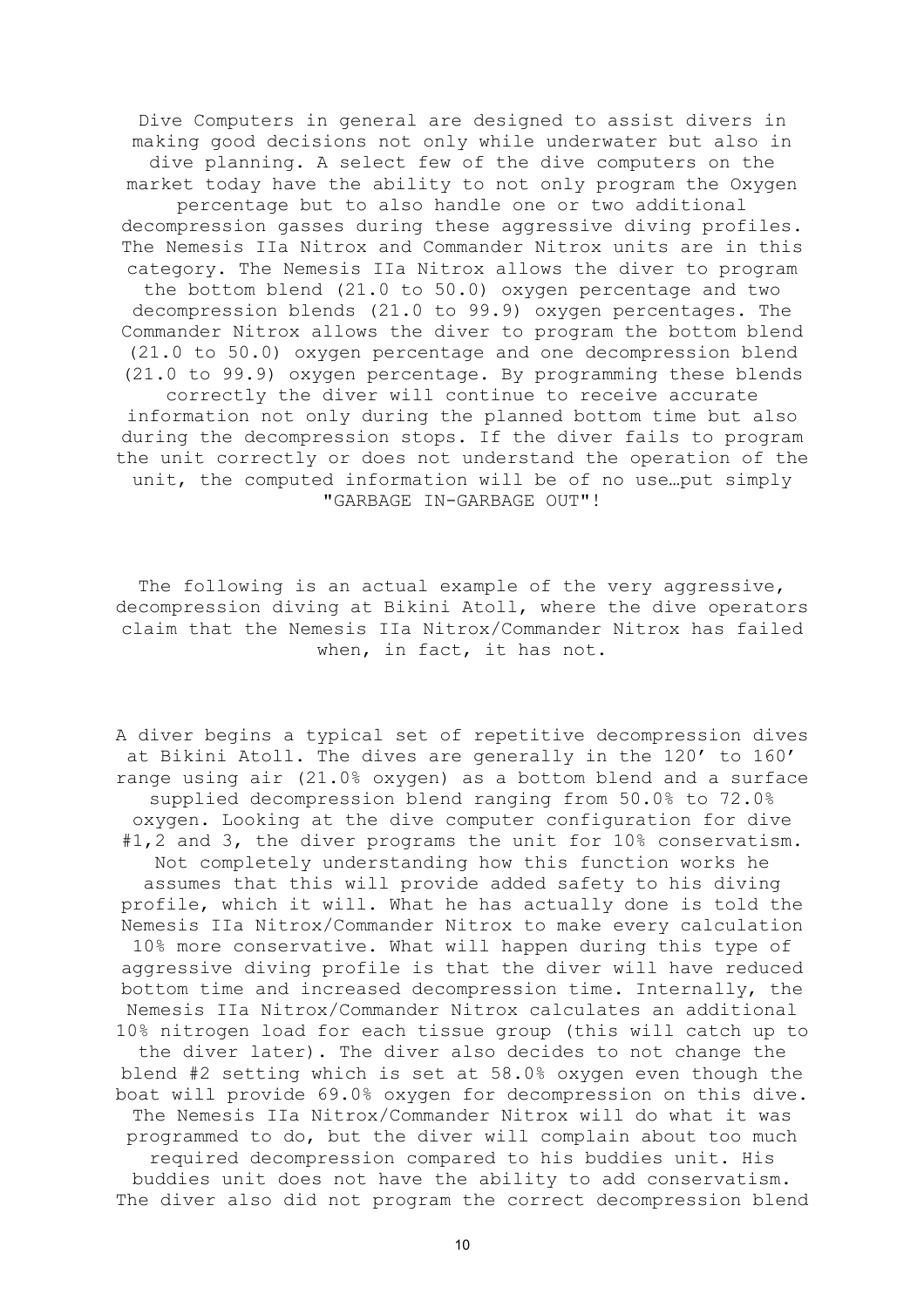Dive Computers in general are designed to assist divers in making good decisions not only while underwater but also in dive planning. A select few of the dive computers on the market today have the ability to not only program the Oxygen percentage but to also handle one or two additional decompression gasses during these aggressive diving profiles. The Nemesis IIa Nitrox and Commander Nitrox units are in this category. The Nemesis IIa Nitrox allows the diver to program the bottom blend (21.0 to 50.0) oxygen percentage and two decompression blends (21.0 to 99.9) oxygen percentages. The Commander Nitrox allows the diver to program the bottom blend (21.0 to 50.0) oxygen percentage and one decompression blend (21.0 to 99.9) oxygen percentage. By programming these blends correctly the diver will continue to receive accurate information not only during the planned bottom time but also during the decompression stops. If the diver fails to program the unit correctly or does not understand the operation of the unit, the computed information will be of no use…put simply "GARBAGE IN-GARBAGE OUT"!

The following is an actual example of the very aggressive, decompression diving at Bikini Atoll, where the dive operators claim that the Nemesis IIa Nitrox/Commander Nitrox has failed when, in fact, it has not.

A diver begins a typical set of repetitive decompression dives at Bikini Atoll. The dives are generally in the 120' to 160' range using air (21.0% oxygen) as a bottom blend and a surface supplied decompression blend ranging from 50.0% to 72.0% oxygen. Looking at the dive computer configuration for dive #1,2 and 3, the diver programs the unit for 10% conservatism. Not completely understanding how this function works he assumes that this will provide added safety to his diving profile, which it will. What he has actually done is told the Nemesis IIa Nitrox/Commander Nitrox to make every calculation 10% more conservative. What will happen during this type of aggressive diving profile is that the diver will have reduced bottom time and increased decompression time. Internally, the Nemesis IIa Nitrox/Commander Nitrox calculates an additional 10% nitrogen load for each tissue group (this will catch up to the diver later). The diver also decides to not change the blend #2 setting which is set at 58.0% oxygen even though the boat will provide 69.0% oxygen for decompression on this dive. The Nemesis IIa Nitrox/Commander Nitrox will do what it was programmed to do, but the diver will complain about too much required decompression compared to his buddies unit. His buddies unit does not have the ability to add conservatism. The diver also did not program the correct decompression blend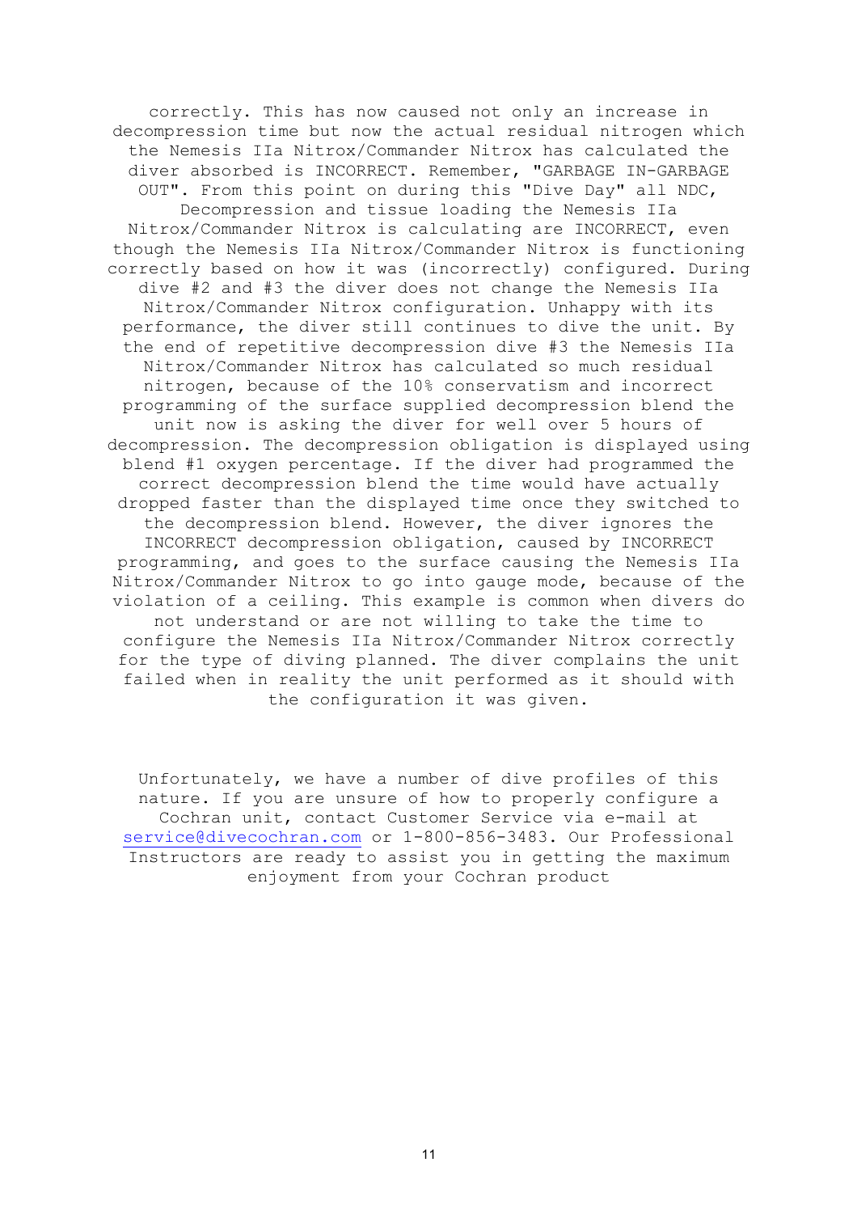correctly. This has now caused not only an increase in decompression time but now the actual residual nitrogen which the Nemesis IIa Nitrox/Commander Nitrox has calculated the diver absorbed is INCORRECT. Remember, "GARBAGE IN-GARBAGE OUT". From this point on during this "Dive Day" all NDC, Decompression and tissue loading the Nemesis IIa Nitrox/Commander Nitrox is calculating are INCORRECT, even though the Nemesis IIa Nitrox/Commander Nitrox is functioning correctly based on how it was (incorrectly) configured. During dive #2 and #3 the diver does not change the Nemesis IIa Nitrox/Commander Nitrox configuration. Unhappy with its performance, the diver still continues to dive the unit. By the end of repetitive decompression dive #3 the Nemesis IIa Nitrox/Commander Nitrox has calculated so much residual nitrogen, because of the 10% conservatism and incorrect programming of the surface supplied decompression blend the unit now is asking the diver for well over 5 hours of decompression. The decompression obligation is displayed using blend #1 oxygen percentage. If the diver had programmed the correct decompression blend the time would have actually dropped faster than the displayed time once they switched to the decompression blend. However, the diver ignores the INCORRECT decompression obligation, caused by INCORRECT programming, and goes to the surface causing the Nemesis IIa Nitrox/Commander Nitrox to go into gauge mode, because of the violation of a ceiling. This example is common when divers do not understand or are not willing to take the time to configure the Nemesis IIa Nitrox/Commander Nitrox correctly for the type of diving planned. The diver complains the unit failed when in reality the unit performed as it should with the configuration it was given.

Unfortunately, we have a number of dive profiles of this nature. If you are unsure of how to properly configure a Cochran unit, contact Customer Service via e-mail at service@divecochran.com or 1-800-856-3483. Our Professional Instructors are ready to assist you in getting the maximum enjoyment from your Cochran product